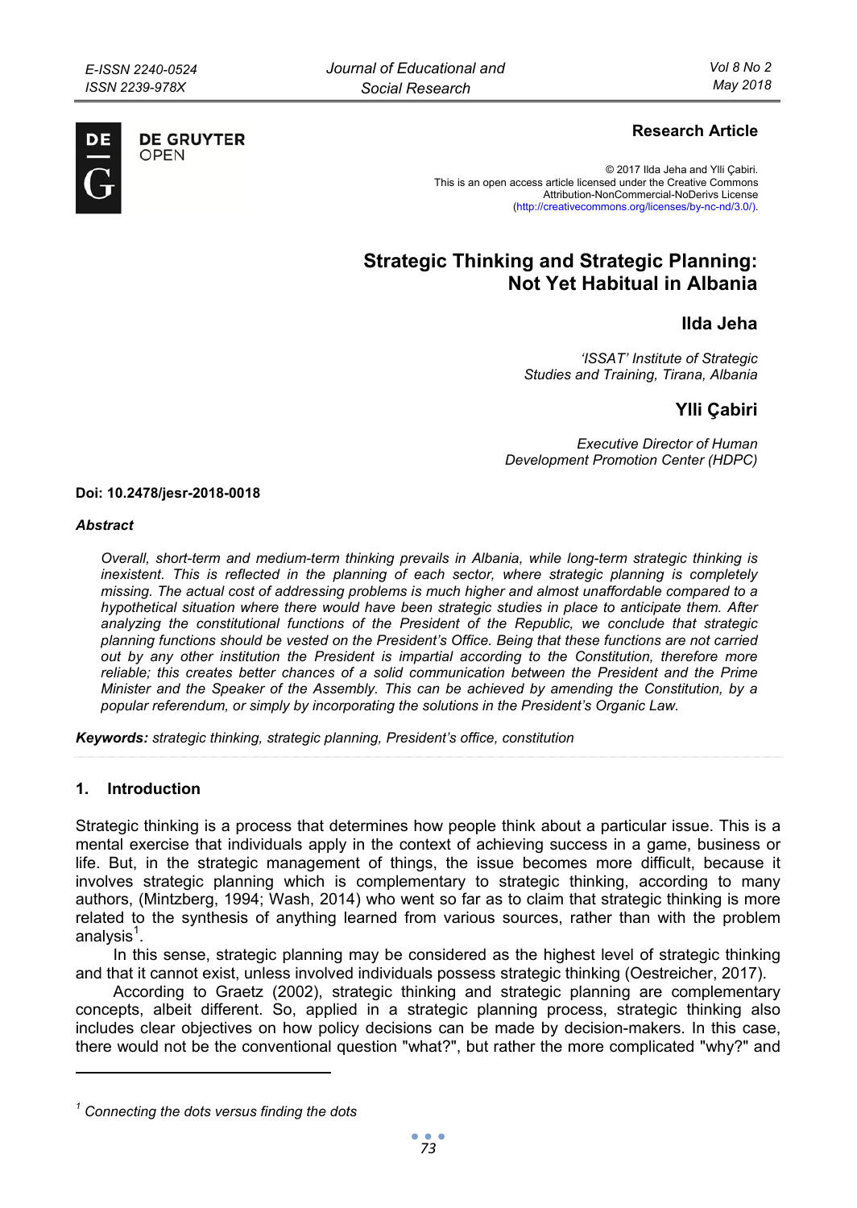**Research Article**

© 2017 Ilda Jeha and Ylli Çabiri.
This is an open access article licensed under the Creative Commons Attribution-NonCommercial-NoDerivs License (http://creativecommons.org/licenses/by-nc-nd/3.0/).

# Strategic Thinking and Strategic Planning: Not Yet Habitual in Albania

## Ilda Jeha

*'ISSAT' Institute of Strategic Studies and Training, Tirana, Albania*

## Ylli Çabiri

*Executive Director of Human Development Promotion Center (HDPC)*

**Doi: 10.2478/jesr-2018-0018**

***Abstract***

*Overall, short-term and medium-term thinking prevails in Albania, while long-term strategic thinking is inexistent. This is reflected in the planning of each sector, where strategic planning is completely missing. The actual cost of addressing problems is much higher and almost unaffordable compared to a hypothetical situation where there would have been strategic studies in place to anticipate them. After analyzing the constitutional functions of the President of the Republic, we conclude that strategic planning functions should be vested on the President's Office. Being that these functions are not carried out by any other institution the President is impartial according to the Constitution, therefore more reliable; this creates better chances of a solid communication between the President and the Prime Minister and the Speaker of the Assembly. This can be achieved by amending the Constitution, by a popular referendum, or simply by incorporating the solutions in the President's Organic Law.*

***Keywords:*** *strategic thinking, strategic planning, President's office, constitution*

## 1. Introduction

Strategic thinking is a process that determines how people think about a particular issue. This is a mental exercise that individuals apply in the context of achieving success in a game, business or life. But, in the strategic management of things, the issue becomes more difficult, because it involves strategic planning which is complementary to strategic thinking, according to many authors, (Mintzberg, 1994; Wash, 2014) who went so far as to claim that strategic thinking is more related to the synthesis of anything learned from various sources, rather than with the problem analysis[1].

In this sense, strategic planning may be considered as the highest level of strategic thinking and that it cannot exist, unless involved individuals possess strategic thinking (Oestreicher, 2017).

According to Graetz (2002), strategic thinking and strategic planning are complementary concepts, albeit different. So, applied in a strategic planning process, strategic thinking also includes clear objectives on how policy decisions can be made by decision-makers. In this case, there would not be the conventional question "what?", but rather the more complicated "why?" and

---

[1] *Connecting the dots versus finding the dots*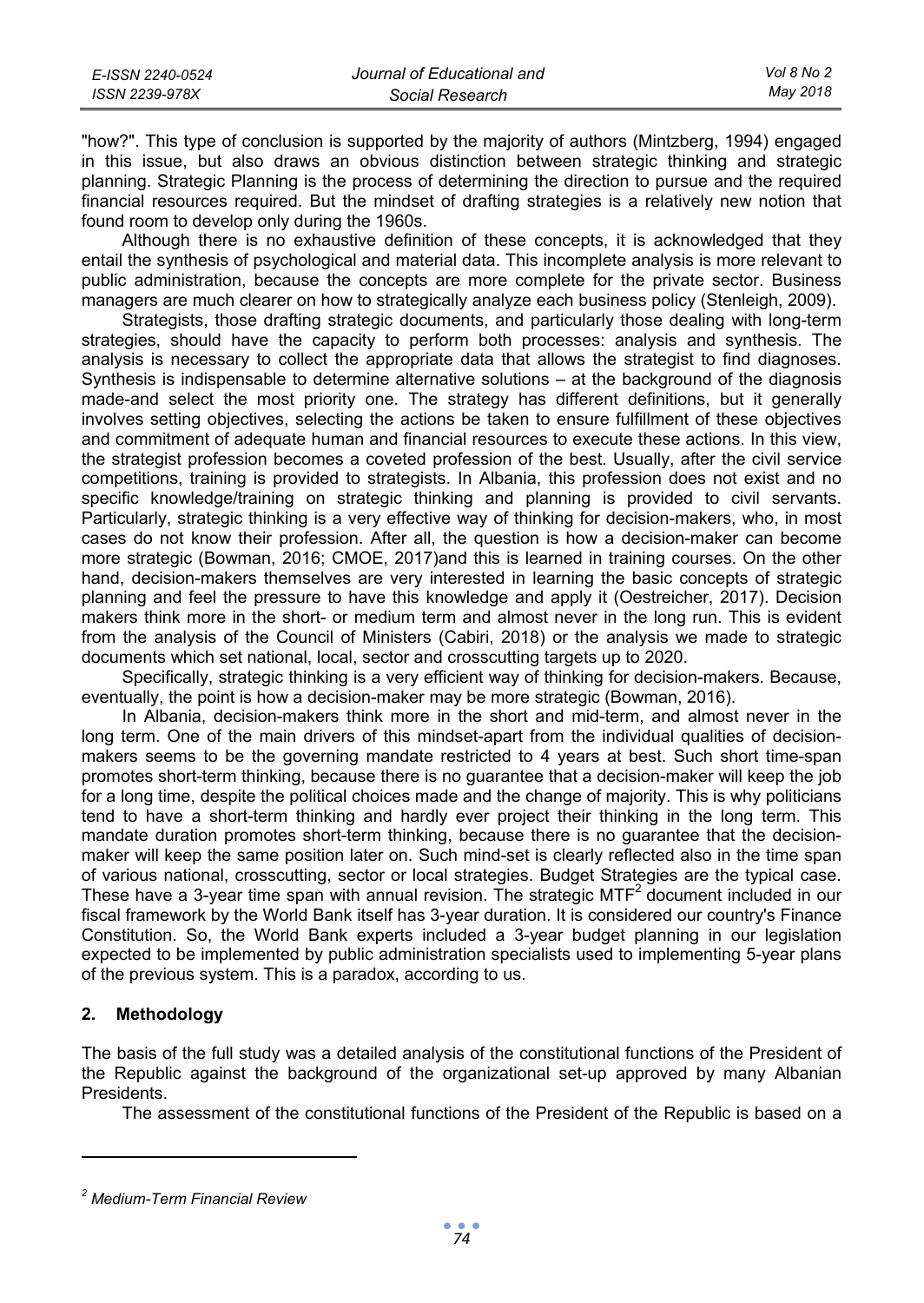"how?". This type of conclusion is supported by the majority of authors (Mintzberg, 1994) engaged in this issue, but also draws an obvious distinction between strategic thinking and strategic planning. Strategic Planning is the process of determining the direction to pursue and the required financial resources required. But the mindset of drafting strategies is a relatively new notion that found room to develop only during the 1960s.

Although there is no exhaustive definition of these concepts, it is acknowledged that they entail the synthesis of psychological and material data. This incomplete analysis is more relevant to public administration, because the concepts are more complete for the private sector. Business managers are much clearer on how to strategically analyze each business policy (Stenleigh, 2009).

Strategists, those drafting strategic documents, and particularly those dealing with long-term strategies, should have the capacity to perform both processes: analysis and synthesis. The analysis is necessary to collect the appropriate data that allows the strategist to find diagnoses. Synthesis is indispensable to determine alternative solutions – at the background of the diagnosis made-and select the most priority one. The strategy has different definitions, but it generally involves setting objectives, selecting the actions be taken to ensure fulfillment of these objectives and commitment of adequate human and financial resources to execute these actions. In this view, the strategist profession becomes a coveted profession of the best. Usually, after the civil service competitions, training is provided to strategists. In Albania, this profession does not exist and no specific knowledge/training on strategic thinking and planning is provided to civil servants. Particularly, strategic thinking is a very effective way of thinking for decision-makers, who, in most cases do not know their profession. After all, the question is how a decision-maker can become more strategic (Bowman, 2016; CMOE, 2017)and this is learned in training courses. On the other hand, decision-makers themselves are very interested in learning the basic concepts of strategic planning and feel the pressure to have this knowledge and apply it (Oestreicher, 2017). Decision makers think more in the short- or medium term and almost never in the long run. This is evident from the analysis of the Council of Ministers (Cabiri, 2018) or the analysis we made to strategic documents which set national, local, sector and crosscutting targets up to 2020.

Specifically, strategic thinking is a very efficient way of thinking for decision-makers. Because, eventually, the point is how a decision-maker may be more strategic (Bowman, 2016).

In Albania, decision-makers think more in the short and mid-term, and almost never in the long term. One of the main drivers of this mindset-apart from the individual qualities of decision-makers seems to be the governing mandate restricted to 4 years at best. Such short time-span promotes short-term thinking, because there is no guarantee that a decision-maker will keep the job for a long time, despite the political choices made and the change of majority. This is why politicians tend to have a short-term thinking and hardly ever project their thinking in the long term. This mandate duration promotes short-term thinking, because there is no guarantee that the decision-maker will keep the same position later on. Such mind-set is clearly reflected also in the time span of various national, crosscutting, sector or local strategies. Budget Strategies are the typical case. These have a 3-year time span with annual revision. The strategic MTF[2] document included in our fiscal framework by the World Bank itself has 3-year duration. It is considered our country's Finance Constitution. So, the World Bank experts included a 3-year budget planning in our legislation expected to be implemented by public administration specialists used to implementing 5-year plans of the previous system. This is a paradox, according to us.

## 2. Methodology

The basis of the full study was a detailed analysis of the constitutional functions of the President of the Republic against the background of the organizational set-up approved by many Albanian Presidents.

The assessment of the constitutional functions of the President of the Republic is based on a

[2] *Medium-Term Financial Review*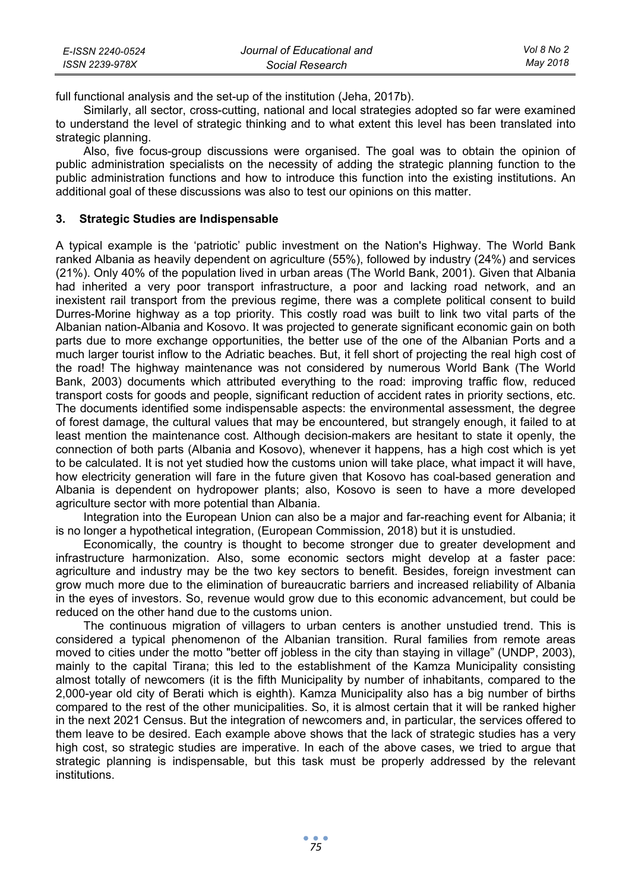full functional analysis and the set-up of the institution (Jeha, 2017b).

Similarly, all sector, cross-cutting, national and local strategies adopted so far were examined to understand the level of strategic thinking and to what extent this level has been translated into strategic planning.

Also, five focus-group discussions were organised. The goal was to obtain the opinion of public administration specialists on the necessity of adding the strategic planning function to the public administration functions and how to introduce this function into the existing institutions. An additional goal of these discussions was also to test our opinions on this matter.

### 3. Strategic Studies are Indispensable

A typical example is the 'patriotic' public investment on the Nation's Highway. The World Bank ranked Albania as heavily dependent on agriculture (55%), followed by industry (24%) and services (21%). Only 40% of the population lived in urban areas (The World Bank, 2001). Given that Albania had inherited a very poor transport infrastructure, a poor and lacking road network, and an inexistent rail transport from the previous regime, there was a complete political consent to build Durres-Morine highway as a top priority. This costly road was built to link two vital parts of the Albanian nation-Albania and Kosovo. It was projected to generate significant economic gain on both parts due to more exchange opportunities, the better use of the one of the Albanian Ports and a much larger tourist inflow to the Adriatic beaches. But, it fell short of projecting the real high cost of the road! The highway maintenance was not considered by numerous World Bank (The World Bank, 2003) documents which attributed everything to the road: improving traffic flow, reduced transport costs for goods and people, significant reduction of accident rates in priority sections, etc. The documents identified some indispensable aspects: the environmental assessment, the degree of forest damage, the cultural values that may be encountered, but strangely enough, it failed to at least mention the maintenance cost. Although decision-makers are hesitant to state it openly, the connection of both parts (Albania and Kosovo), whenever it happens, has a high cost which is yet to be calculated. It is not yet studied how the customs union will take place, what impact it will have, how electricity generation will fare in the future given that Kosovo has coal-based generation and Albania is dependent on hydropower plants; also, Kosovo is seen to have a more developed agriculture sector with more potential than Albania.

Integration into the European Union can also be a major and far-reaching event for Albania; it is no longer a hypothetical integration, (European Commission, 2018) but it is unstudied.

Economically, the country is thought to become stronger due to greater development and infrastructure harmonization. Also, some economic sectors might develop at a faster pace: agriculture and industry may be the two key sectors to benefit. Besides, foreign investment can grow much more due to the elimination of bureaucratic barriers and increased reliability of Albania in the eyes of investors. So, revenue would grow due to this economic advancement, but could be reduced on the other hand due to the customs union.

The continuous migration of villagers to urban centers is another unstudied trend. This is considered a typical phenomenon of the Albanian transition. Rural families from remote areas moved to cities under the motto "better off jobless in the city than staying in village" (UNDP, 2003), mainly to the capital Tirana; this led to the establishment of the Kamza Municipality consisting almost totally of newcomers (it is the fifth Municipality by number of inhabitants, compared to the 2,000-year old city of Berati which is eighth). Kamza Municipality also has a big number of births compared to the rest of the other municipalities. So, it is almost certain that it will be ranked higher in the next 2021 Census. But the integration of newcomers and, in particular, the services offered to them leave to be desired. Each example above shows that the lack of strategic studies has a very high cost, so strategic studies are imperative. In each of the above cases, we tried to argue that strategic planning is indispensable, but this task must be properly addressed by the relevant institutions.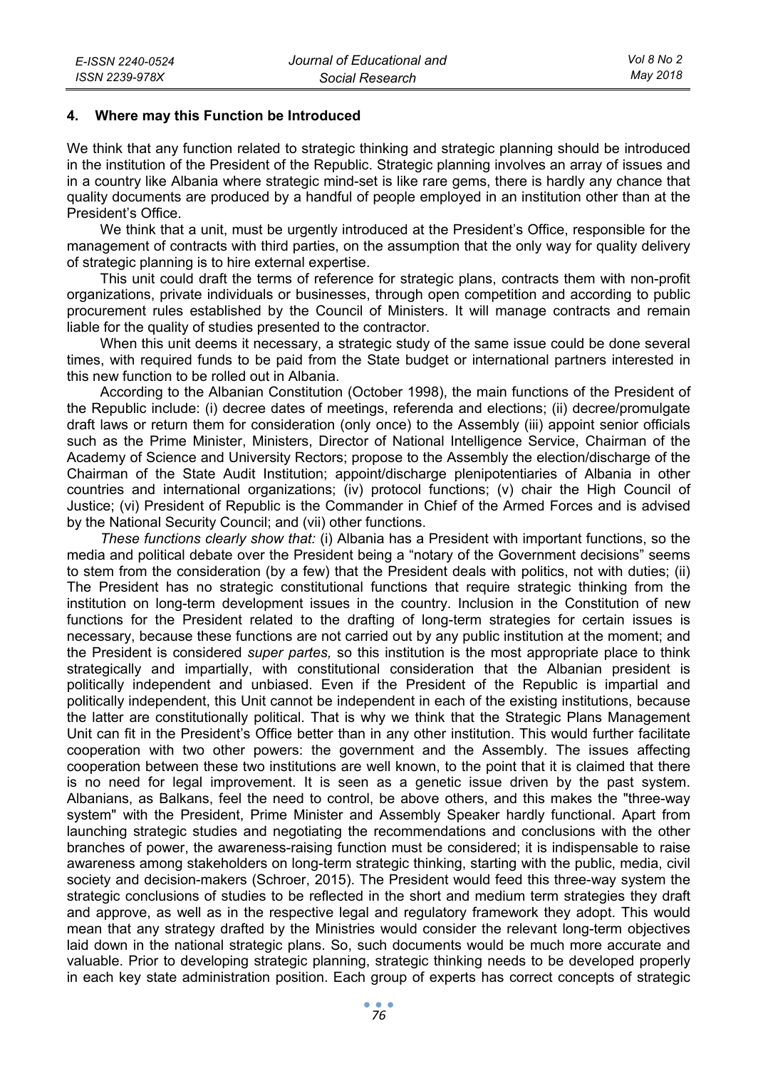## 4. Where may this Function be Introduced

We think that any function related to strategic thinking and strategic planning should be introduced in the institution of the President of the Republic. Strategic planning involves an array of issues and in a country like Albania where strategic mind-set is like rare gems, there is hardly any chance that quality documents are produced by a handful of people employed in an institution other than at the President's Office.

We think that a unit, must be urgently introduced at the President's Office, responsible for the management of contracts with third parties, on the assumption that the only way for quality delivery of strategic planning is to hire external expertise.

This unit could draft the terms of reference for strategic plans, contracts them with non-profit organizations, private individuals or businesses, through open competition and according to public procurement rules established by the Council of Ministers. It will manage contracts and remain liable for the quality of studies presented to the contractor.

When this unit deems it necessary, a strategic study of the same issue could be done several times, with required funds to be paid from the State budget or international partners interested in this new function to be rolled out in Albania.

According to the Albanian Constitution (October 1998), the main functions of the President of the Republic include: (i) decree dates of meetings, referenda and elections; (ii) decree/promulgate draft laws or return them for consideration (only once) to the Assembly (iii) appoint senior officials such as the Prime Minister, Ministers, Director of National Intelligence Service, Chairman of the Academy of Science and University Rectors; propose to the Assembly the election/discharge of the Chairman of the State Audit Institution; appoint/discharge plenipotentiaries of Albania in other countries and international organizations; (iv) protocol functions; (v) chair the High Council of Justice; (vi) President of Republic is the Commander in Chief of the Armed Forces and is advised by the National Security Council; and (vii) other functions.

*These functions clearly show that:* (i) Albania has a President with important functions, so the media and political debate over the President being a "notary of the Government decisions" seems to stem from the consideration (by a few) that the President deals with politics, not with duties; (ii) The President has no strategic constitutional functions that require strategic thinking from the institution on long-term development issues in the country. Inclusion in the Constitution of new functions for the President related to the drafting of long-term strategies for certain issues is necessary, because these functions are not carried out by any public institution at the moment; and the President is considered *super partes,* so this institution is the most appropriate place to think strategically and impartially, with constitutional consideration that the Albanian president is politically independent and unbiased. Even if the President of the Republic is impartial and politically independent, this Unit cannot be independent in each of the existing institutions, because the latter are constitutionally political. That is why we think that the Strategic Plans Management Unit can fit in the President's Office better than in any other institution. This would further facilitate cooperation with two other powers: the government and the Assembly. The issues affecting cooperation between these two institutions are well known, to the point that it is claimed that there is no need for legal improvement. It is seen as a genetic issue driven by the past system. Albanians, as Balkans, feel the need to control, be above others, and this makes the "three-way system" with the President, Prime Minister and Assembly Speaker hardly functional. Apart from launching strategic studies and negotiating the recommendations and conclusions with the other branches of power, the awareness-raising function must be considered; it is indispensable to raise awareness among stakeholders on long-term strategic thinking, starting with the public, media, civil society and decision-makers (Schroer, 2015). The President would feed this three-way system the strategic conclusions of studies to be reflected in the short and medium term strategies they draft and approve, as well as in the respective legal and regulatory framework they adopt. This would mean that any strategy drafted by the Ministries would consider the relevant long-term objectives laid down in the national strategic plans. So, such documents would be much more accurate and valuable. Prior to developing strategic planning, strategic thinking needs to be developed properly in each key state administration position. Each group of experts has correct concepts of strategic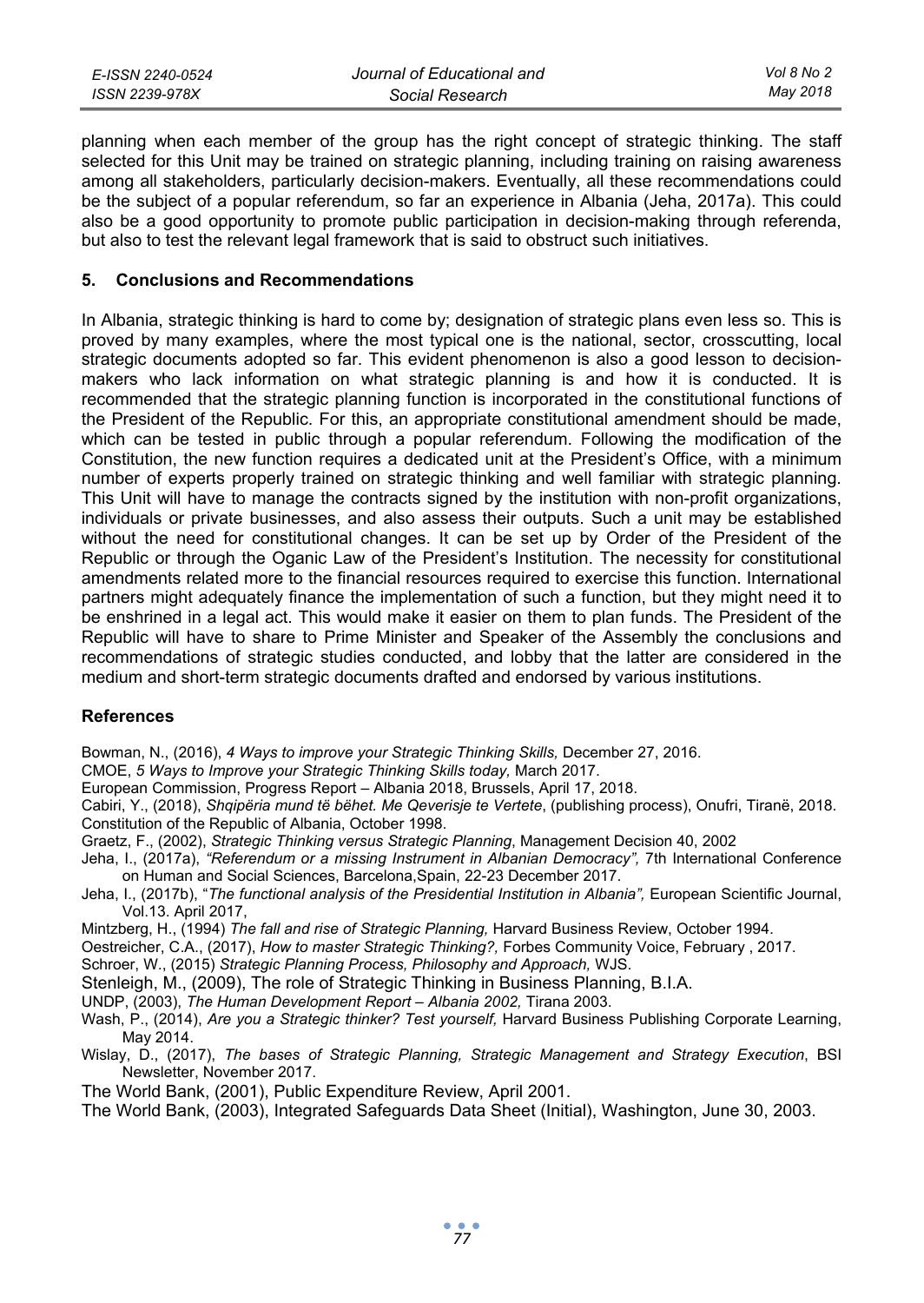planning when each member of the group has the right concept of strategic thinking. The staff selected for this Unit may be trained on strategic planning, including training on raising awareness among all stakeholders, particularly decision-makers. Eventually, all these recommendations could be the subject of a popular referendum, so far an experience in Albania (Jeha, 2017a). This could also be a good opportunity to promote public participation in decision-making through referenda, but also to test the relevant legal framework that is said to obstruct such initiatives.

## 5. Conclusions and Recommendations

In Albania, strategic thinking is hard to come by; designation of strategic plans even less so. This is proved by many examples, where the most typical one is the national, sector, crosscutting, local strategic documents adopted so far. This evident phenomenon is also a good lesson to decision-makers who lack information on what strategic planning is and how it is conducted. It is recommended that the strategic planning function is incorporated in the constitutional functions of the President of the Republic. For this, an appropriate constitutional amendment should be made, which can be tested in public through a popular referendum. Following the modification of the Constitution, the new function requires a dedicated unit at the President's Office, with a minimum number of experts properly trained on strategic thinking and well familiar with strategic planning. This Unit will have to manage the contracts signed by the institution with non-profit organizations, individuals or private businesses, and also assess their outputs. Such a unit may be established without the need for constitutional changes. It can be set up by Order of the President of the Republic or through the Oganic Law of the President's Institution. The necessity for constitutional amendments related more to the financial resources required to exercise this function. International partners might adequately finance the implementation of such a function, but they might need it to be enshrined in a legal act. This would make it easier on them to plan funds. The President of the Republic will have to share to Prime Minister and Speaker of the Assembly the conclusions and recommendations of strategic studies conducted, and lobby that the latter are considered in the medium and short-term strategic documents drafted and endorsed by various institutions.

## References

Bowman, N., (2016), *4 Ways to improve your Strategic Thinking Skills,* December 27, 2016.

CMOE, *5 Ways to Improve your Strategic Thinking Skills today,* March 2017.

European Commission, Progress Report – Albania 2018, Brussels, April 17, 2018.

Cabiri, Y., (2018), *Shqipëria mund të bëhet. Me Qeverisje te Vertete*, (publishing process), Onufri, Tiranë, 2018.

Constitution of the Republic of Albania, October 1998.

Graetz, F., (2002), *Strategic Thinking versus Strategic Planning*, Management Decision 40, 2002

Jeha, I., (2017a), *"Referendum or a missing Instrument in Albanian Democracy",* 7th International Conference on Human and Social Sciences, Barcelona,Spain, 22-23 December 2017.

Jeha, I., (2017b), "*The functional analysis of the Presidential Institution in Albania",* European Scientific Journal, Vol.13. April 2017,

Mintzberg, H., (1994) *The fall and rise of Strategic Planning,* Harvard Business Review, October 1994.

Oestreicher, C.A., (2017), *How to master Strategic Thinking?,* Forbes Community Voice, February , 2017.

Schroer, W., (2015) *Strategic Planning Process, Philosophy and Approach,* WJS.

Stenleigh, M., (2009), The role of Strategic Thinking in Business Planning, B.I.A.

UNDP, (2003), *The Human Development Report – Albania 2002,* Tirana 2003.

Wash, P., (2014), *Are you a Strategic thinker? Test yourself,* Harvard Business Publishing Corporate Learning, May 2014.

Wislay, D., (2017), *The bases of Strategic Planning, Strategic Management and Strategy Execution*, BSI Newsletter, November 2017.

The World Bank, (2001), Public Expenditure Review, April 2001.

The World Bank, (2003), Integrated Safeguards Data Sheet (Initial), Washington, June 30, 2003.